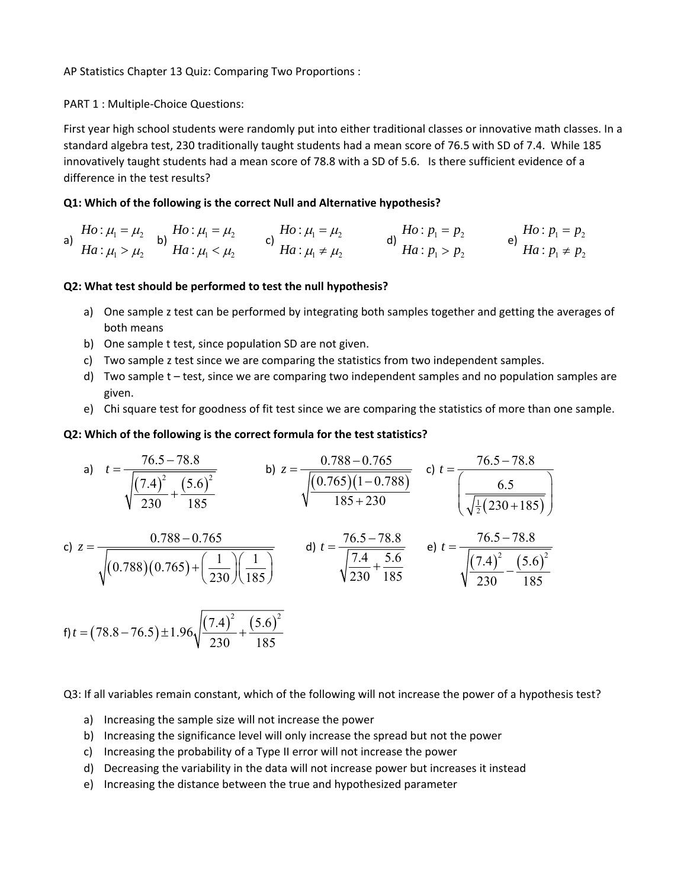AP Statistics Chapter 13 Quiz: Comparing Two Proportions :

PART 1 : Multiple-Choice Questions:

First year high school students were randomly put into either traditional classes or innovative math classes. In a standard algebra test, 230 traditionally taught students had a mean score of 76.5 with SD of 7.4. While 185 innovatively taught students had a mean score of 78.8 with a SD of 5.6. Is there sufficient evidence of a difference in the test results?

**Q1: Which of the following is the correct Null and Alternative hypothesis?**

a) $Ho: \mu_1 = \mu_2$, $Ha: \mu_1 > \mu_2$

b) $Ho: \mu_1 = \mu_2$, $Ha: \mu_1 < \mu_2$

c) $Ho: \mu_1 = \mu_2$, $Ha: \mu_1 \neq \mu_2$

d) $Ho: p_1 = p_2$, $Ha: p_1 > p_2$

e) $Ho: p_1 = p_2$, $Ha: p_1 \neq p_2$

**Q2: What test should be performed to test the null hypothesis?**

a) One sample z test can be performed by integrating both samples together and getting the averages of both means
b) One sample t test, since population SD are not given.
c) Two sample z test since we are comparing the statistics from two independent samples.
d) Two sample t – test, since we are comparing two independent samples and no population samples are given.
e) Chi square test for goodness of fit test since we are comparing the statistics of more than one sample.

**Q2: Which of the following is the correct formula for the test statistics?**

a) $t = \dfrac{76.5 - 78.8}{\sqrt{\dfrac{(7.4)^2}{230} + \dfrac{(5.6)^2}{185}}}$

b) $z = \dfrac{0.788 - 0.765}{\sqrt{\dfrac{(0.765)(1-0.788)}{185+230}}}$

c) $t = \dfrac{76.5 - 78.8}{\left(\dfrac{6.5}{\sqrt{\frac{1}{2}(230+185)}}\right)}$

c) $z = \dfrac{0.788 - 0.765}{\sqrt{(0.788)(0.765) + \left(\dfrac{1}{230}\right)\left(\dfrac{1}{185}\right)}}$

d) $t = \dfrac{76.5 - 78.8}{\sqrt{\dfrac{7.4}{230} + \dfrac{5.6}{185}}}$

e) $t = \dfrac{76.5 - 78.8}{\sqrt{\dfrac{(7.4)^2}{230} - \dfrac{(5.6)^2}{185}}}$

f) $t = (78.8 - 76.5) \pm 1.96\sqrt{\dfrac{(7.4)^2}{230} + \dfrac{(5.6)^2}{185}}$

Q3: If all variables remain constant, which of the following will not increase the power of a hypothesis test?

a) Increasing the sample size will not increase the power
b) Increasing the significance level will only increase the spread but not the power
c) Increasing the probability of a Type II error will not increase the power
d) Decreasing the variability in the data will not increase power but increases it instead
e) Increasing the distance between the true and hypothesized parameter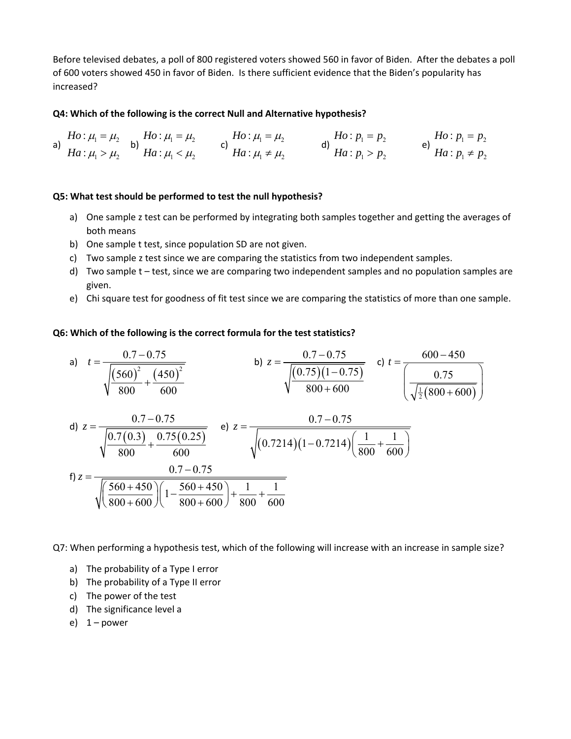Before televised debates, a poll of 800 registered voters showed 560 in favor of Biden. After the debates a poll of 600 voters showed 450 in favor of Biden. Is there sufficient evidence that the Biden's popularity has increased?

**Q4: Which of the following is the correct Null and Alternative hypothesis?**

a) $Ho: \mu_1 = \mu_2$, $Ha: \mu_1 > \mu_2$

b) $Ho: \mu_1 = \mu_2$, $Ha: \mu_1 < \mu_2$

c) $Ho: \mu_1 = \mu_2$, $Ha: \mu_1 \neq \mu_2$

d) $Ho: p_1 = p_2$, $Ha: p_1 > p_2$

e) $Ho: p_1 = p_2$, $Ha: p_1 \neq p_2$

**Q5: What test should be performed to test the null hypothesis?**

a) One sample z test can be performed by integrating both samples together and getting the averages of both means
b) One sample t test, since population SD are not given.
c) Two sample z test since we are comparing the statistics from two independent samples.
d) Two sample t – test, since we are comparing two independent samples and no population samples are given.
e) Chi square test for goodness of fit test since we are comparing the statistics of more than one sample.

**Q6: Which of the following is the correct formula for the test statistics?**

a) $t = \dfrac{0.7 - 0.75}{\sqrt{\dfrac{(560)^2}{800} + \dfrac{(450)^2}{600}}}$

b) $z = \dfrac{0.7 - 0.75}{\sqrt{\dfrac{(0.75)(1-0.75)}{800+600}}}$

c) $t = \dfrac{600 - 450}{\left(\dfrac{0.75}{\sqrt{\frac{1}{2}(800+600)}}\right)}$

d) $z = \dfrac{0.7 - 0.75}{\sqrt{\dfrac{0.7(0.3)}{800} + \dfrac{0.75(0.25)}{600}}}$

e) $z = \dfrac{0.7 - 0.75}{\sqrt{(0.7214)(1-0.7214)\left(\dfrac{1}{800} + \dfrac{1}{600}\right)}}$

f) $z = \dfrac{0.7 - 0.75}{\sqrt{\left(\dfrac{560+450}{800+600}\right)\left(1 - \dfrac{560+450}{800+600}\right) + \dfrac{1}{800} + \dfrac{1}{600}}}$

Q7: When performing a hypothesis test, which of the following will increase with an increase in sample size?

a) The probability of a Type I error
b) The probability of a Type II error
c) The power of the test
d) The significance level a
e) 1 – power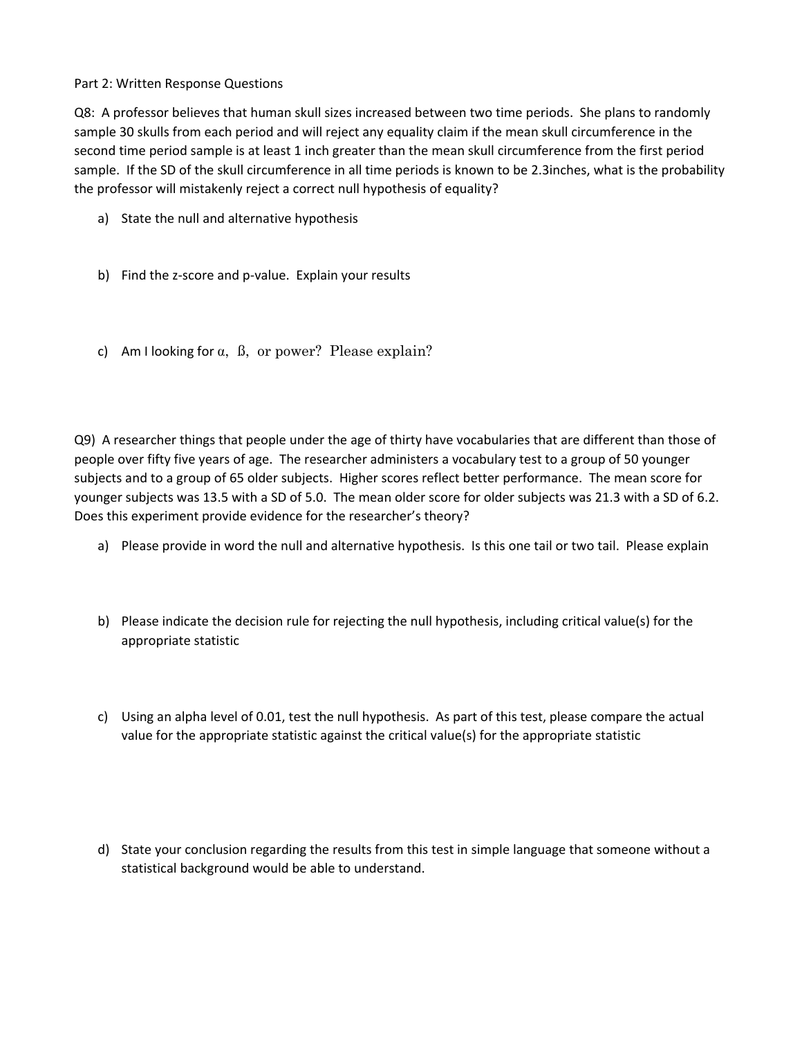Part 2: Written Response Questions

Q8: A professor believes that human skull sizes increased between two time periods. She plans to randomly sample 30 skulls from each period and will reject any equality claim if the mean skull circumference in the second time period sample is at least 1 inch greater than the mean skull circumference from the first period sample. If the SD of the skull circumference in all time periods is known to be 2.3inches, what is the probability the professor will mistakenly reject a correct null hypothesis of equality?

a) State the null and alternative hypothesis

b) Find the z-score and p-value. Explain your results

c) Am I looking for $\alpha$, ß, or power? Please explain?

Q9) A researcher things that people under the age of thirty have vocabularies that are different than those of people over fifty five years of age. The researcher administers a vocabulary test to a group of 50 younger subjects and to a group of 65 older subjects. Higher scores reflect better performance. The mean score for younger subjects was 13.5 with a SD of 5.0. The mean older score for older subjects was 21.3 with a SD of 6.2. Does this experiment provide evidence for the researcher's theory?

a) Please provide in word the null and alternative hypothesis. Is this one tail or two tail. Please explain

b) Please indicate the decision rule for rejecting the null hypothesis, including critical value(s) for the appropriate statistic

c) Using an alpha level of 0.01, test the null hypothesis. As part of this test, please compare the actual value for the appropriate statistic against the critical value(s) for the appropriate statistic

d) State your conclusion regarding the results from this test in simple language that someone without a statistical background would be able to understand.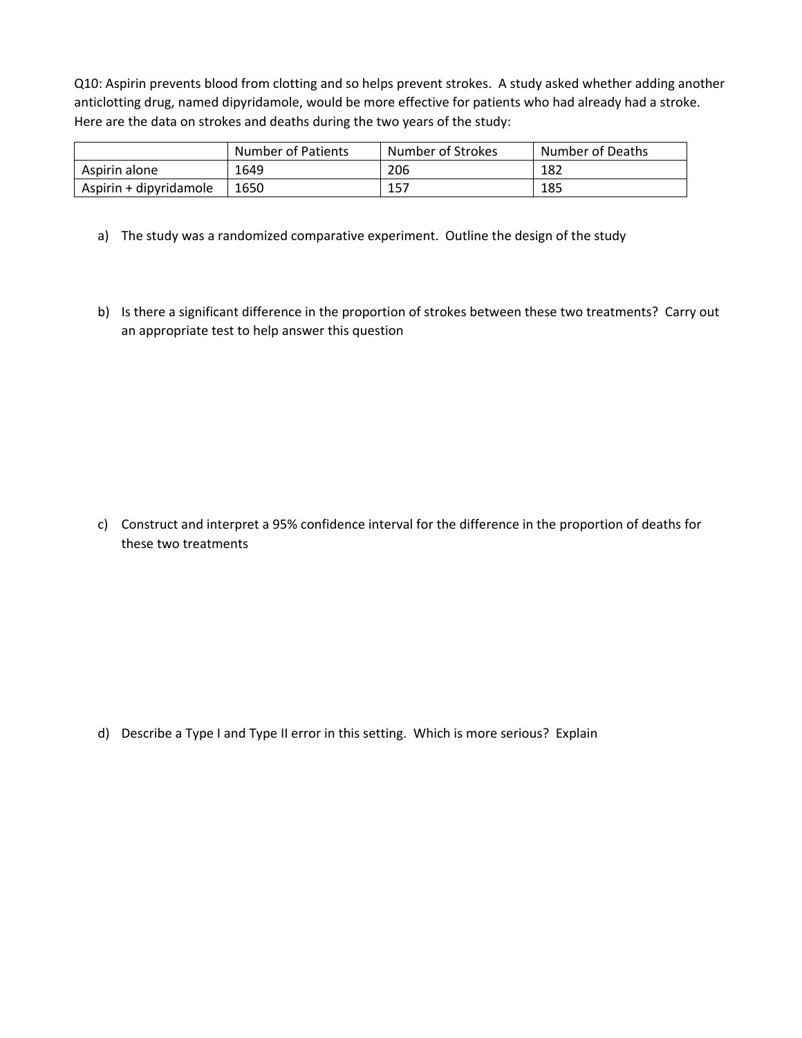Q10: Aspirin prevents blood from clotting and so helps prevent strokes. A study asked whether adding another anticlotting drug, named dipyridamole, would be more effective for patients who had already had a stroke. Here are the data on strokes and deaths during the two years of the study:

| | Number of Patients | Number of Strokes | Number of Deaths |
|---|---|---|---|
| Aspirin alone | 1649 | 206 | 182 |
| Aspirin + dipyridamole | 1650 | 157 | 185 |

a) The study was a randomized comparative experiment. Outline the design of the study

b) Is there a significant difference in the proportion of strokes between these two treatments? Carry out an appropriate test to help answer this question

c) Construct and interpret a 95% confidence interval for the difference in the proportion of deaths for these two treatments

d) Describe a Type I and Type II error in this setting. Which is more serious? Explain